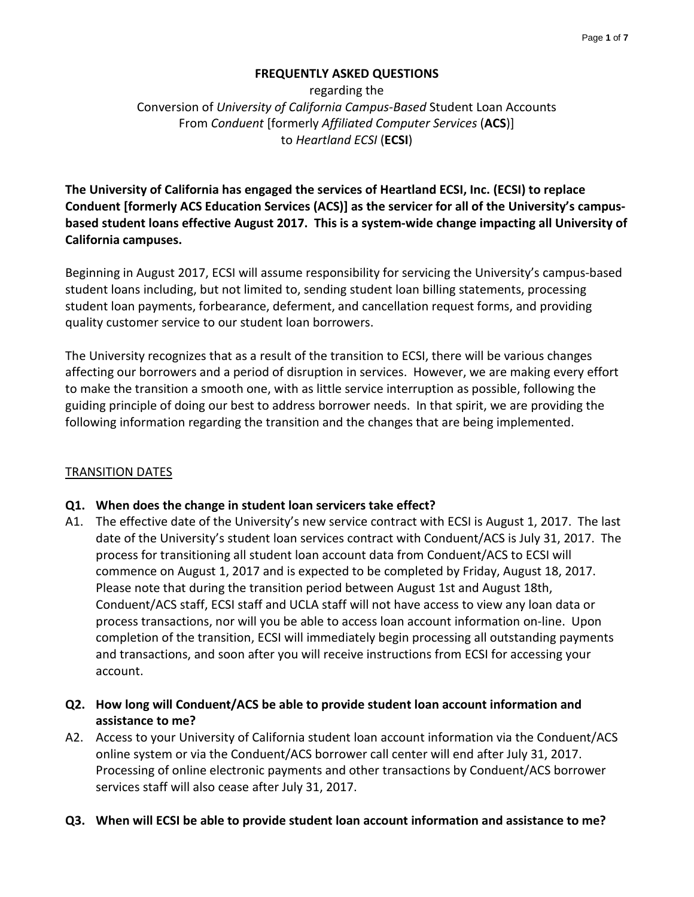# FREQUENTLY ASKED QUESTIONS

regarding the
Conversion of *University of California Campus-Based* Student Loan Accounts
From *Conduent* [formerly *Affiliated Computer Services* (**ACS**)]
to *Heartland ECSI* (**ECSI**)

**The University of California has engaged the services of Heartland ECSI, Inc. (ECSI) to replace Conduent [formerly ACS Education Services (ACS)] as the servicer for all of the University's campus-based student loans effective August 2017. This is a system-wide change impacting all University of California campuses.**

Beginning in August 2017, ECSI will assume responsibility for servicing the University's campus-based student loans including, but not limited to, sending student loan billing statements, processing student loan payments, forbearance, deferment, and cancellation request forms, and providing quality customer service to our student loan borrowers.

The University recognizes that as a result of the transition to ECSI, there will be various changes affecting our borrowers and a period of disruption in services. However, we are making every effort to make the transition a smooth one, with as little service interruption as possible, following the guiding principle of doing our best to address borrower needs. In that spirit, we are providing the following information regarding the transition and the changes that are being implemented.

## TRANSITION DATES

**Q1. When does the change in student loan servicers take effect?**

A1. The effective date of the University's new service contract with ECSI is August 1, 2017. The last date of the University's student loan services contract with Conduent/ACS is July 31, 2017. The process for transitioning all student loan account data from Conduent/ACS to ECSI will commence on August 1, 2017 and is expected to be completed by Friday, August 18, 2017. Please note that during the transition period between August 1st and August 18th, Conduent/ACS staff, ECSI staff and UCLA staff will not have access to view any loan data or process transactions, nor will you be able to access loan account information on-line. Upon completion of the transition, ECSI will immediately begin processing all outstanding payments and transactions, and soon after you will receive instructions from ECSI for accessing your account.

**Q2. How long will Conduent/ACS be able to provide student loan account information and assistance to me?**

A2. Access to your University of California student loan account information via the Conduent/ACS online system or via the Conduent/ACS borrower call center will end after July 31, 2017. Processing of online electronic payments and other transactions by Conduent/ACS borrower services staff will also cease after July 31, 2017.

**Q3. When will ECSI be able to provide student loan account information and assistance to me?**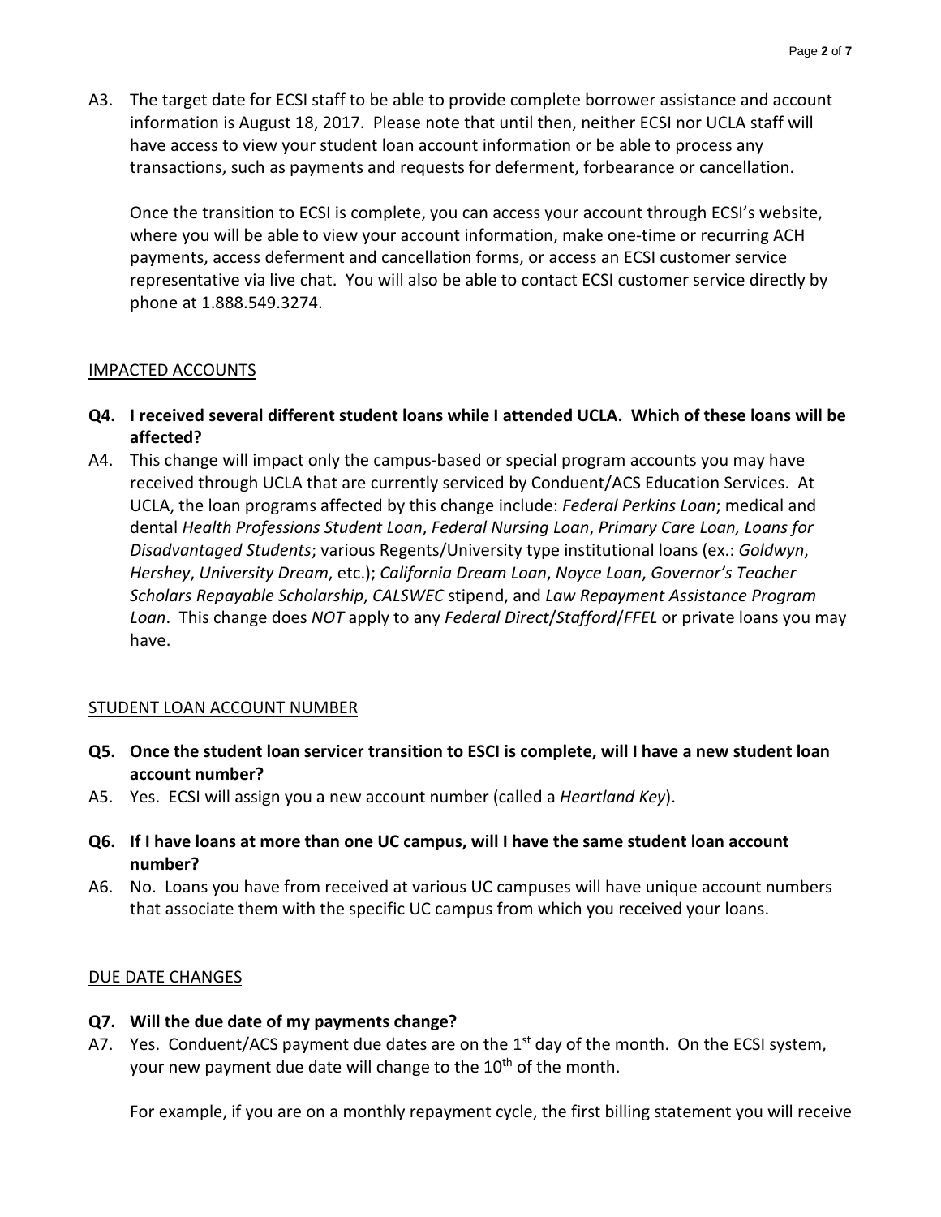A3. The target date for ECSI staff to be able to provide complete borrower assistance and account information is August 18, 2017. Please note that until then, neither ECSI nor UCLA staff will have access to view your student loan account information or be able to process any transactions, such as payments and requests for deferment, forbearance or cancellation.

Once the transition to ECSI is complete, you can access your account through ECSI's website, where you will be able to view your account information, make one-time or recurring ACH payments, access deferment and cancellation forms, or access an ECSI customer service representative via live chat. You will also be able to contact ECSI customer service directly by phone at 1.888.549.3274.

<u>IMPACTED ACCOUNTS</u>

**Q4. I received several different student loans while I attended UCLA. Which of these loans will be affected?**

A4. This change will impact only the campus-based or special program accounts you may have received through UCLA that are currently serviced by Conduent/ACS Education Services. At UCLA, the loan programs affected by this change include: *Federal Perkins Loan*; medical and dental *Health Professions Student Loan*, *Federal Nursing Loan*, *Primary Care Loan, Loans for Disadvantaged Students*; various Regents/University type institutional loans (ex.: *Goldwyn*, *Hershey*, *University Dream*, etc.); *California Dream Loan*, *Noyce Loan*, *Governor's Teacher Scholars Repayable Scholarship*, *CALSWEC* stipend, and *Law Repayment Assistance Program Loan*. This change does *NOT* apply to any *Federal Direct*/*Stafford*/*FFEL* or private loans you may have.

<u>STUDENT LOAN ACCOUNT NUMBER</u>

**Q5. Once the student loan servicer transition to ESCI is complete, will I have a new student loan account number?**

A5. Yes. ECSI will assign you a new account number (called a *Heartland Key*).

**Q6. If I have loans at more than one UC campus, will I have the same student loan account number?**

A6. No. Loans you have from received at various UC campuses will have unique account numbers that associate them with the specific UC campus from which you received your loans.

<u>DUE DATE CHANGES</u>

**Q7. Will the due date of my payments change?**

A7. Yes. Conduent/ACS payment due dates are on the 1st day of the month. On the ECSI system, your new payment due date will change to the 10th of the month.

For example, if you are on a monthly repayment cycle, the first billing statement you will receive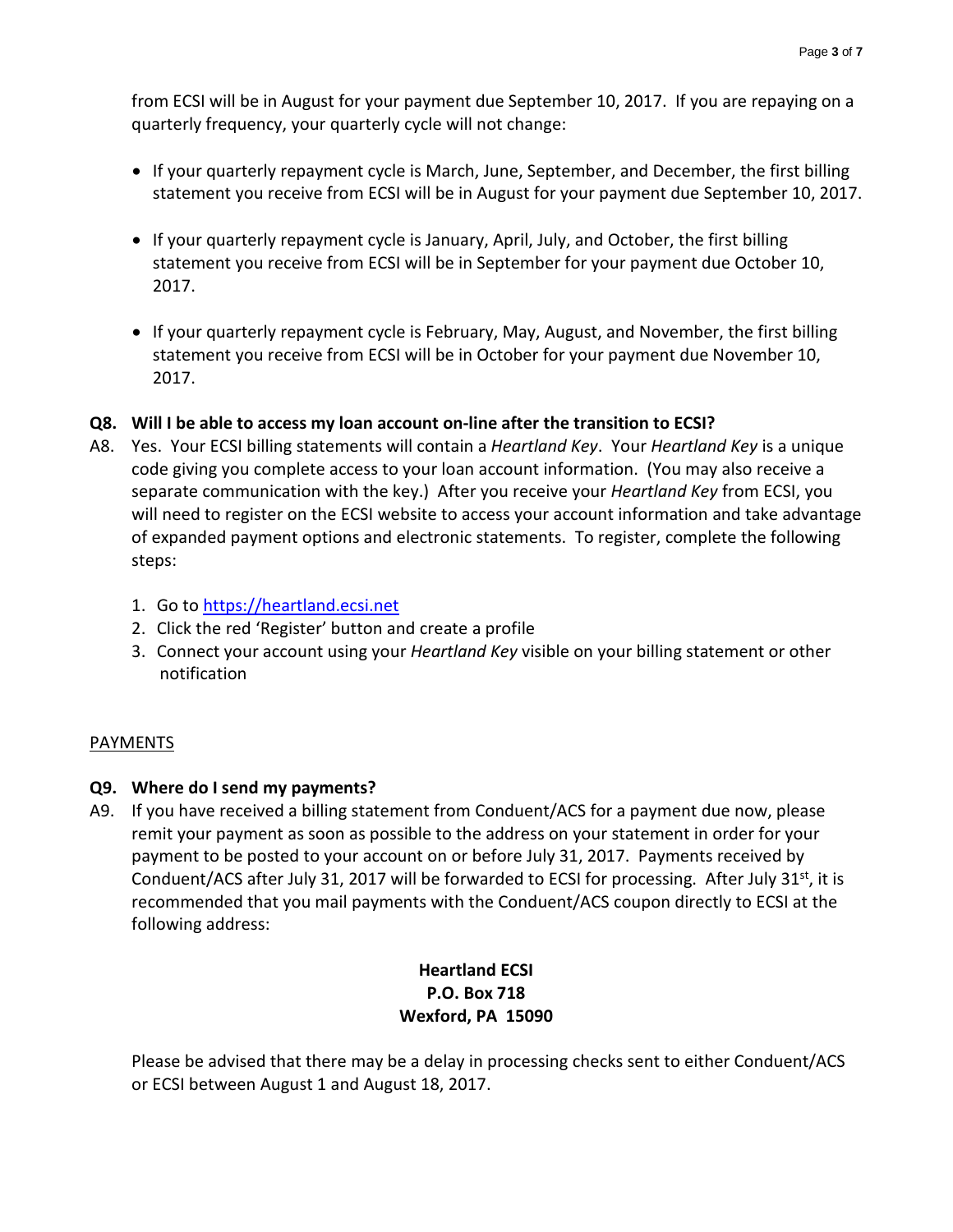from ECSI will be in August for your payment due September 10, 2017. If you are repaying on a quarterly frequency, your quarterly cycle will not change:

- If your quarterly repayment cycle is March, June, September, and December, the first billing statement you receive from ECSI will be in August for your payment due September 10, 2017.
- If your quarterly repayment cycle is January, April, July, and October, the first billing statement you receive from ECSI will be in September for your payment due October 10, 2017.
- If your quarterly repayment cycle is February, May, August, and November, the first billing statement you receive from ECSI will be in October for your payment due November 10, 2017.

**Q8. Will I be able to access my loan account on-line after the transition to ECSI?**

A8. Yes. Your ECSI billing statements will contain a *Heartland Key*. Your *Heartland Key* is a unique code giving you complete access to your loan account information. (You may also receive a separate communication with the key.) After you receive your *Heartland Key* from ECSI, you will need to register on the ECSI website to access your account information and take advantage of expanded payment options and electronic statements. To register, complete the following steps:

1. Go to https://heartland.ecsi.net
2. Click the red 'Register' button and create a profile
3. Connect your account using your *Heartland Key* visible on your billing statement or other notification

## PAYMENTS

**Q9. Where do I send my payments?**

A9. If you have received a billing statement from Conduent/ACS for a payment due now, please remit your payment as soon as possible to the address on your statement in order for your payment to be posted to your account on or before July 31, 2017. Payments received by Conduent/ACS after July 31, 2017 will be forwarded to ECSI for processing. After July 31st, it is recommended that you mail payments with the Conduent/ACS coupon directly to ECSI at the following address:

**Heartland ECSI**
**P.O. Box 718**
**Wexford, PA 15090**

Please be advised that there may be a delay in processing checks sent to either Conduent/ACS or ECSI between August 1 and August 18, 2017.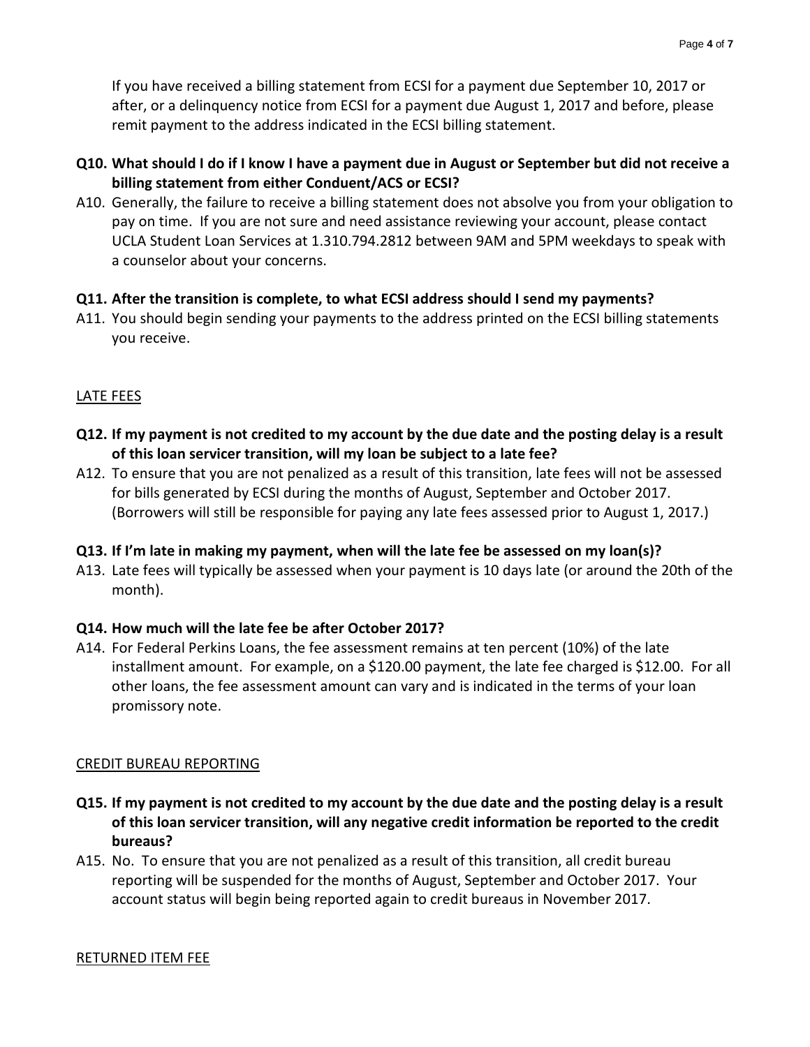If you have received a billing statement from ECSI for a payment due September 10, 2017 or after, or a delinquency notice from ECSI for a payment due August 1, 2017 and before, please remit payment to the address indicated in the ECSI billing statement.

**Q10. What should I do if I know I have a payment due in August or September but did not receive a billing statement from either Conduent/ACS or ECSI?**

A10. Generally, the failure to receive a billing statement does not absolve you from your obligation to pay on time. If you are not sure and need assistance reviewing your account, please contact UCLA Student Loan Services at 1.310.794.2812 between 9AM and 5PM weekdays to speak with a counselor about your concerns.

**Q11. After the transition is complete, to what ECSI address should I send my payments?**

A11. You should begin sending your payments to the address printed on the ECSI billing statements you receive.

## LATE FEES

**Q12. If my payment is not credited to my account by the due date and the posting delay is a result of this loan servicer transition, will my loan be subject to a late fee?**

A12. To ensure that you are not penalized as a result of this transition, late fees will not be assessed for bills generated by ECSI during the months of August, September and October 2017. (Borrowers will still be responsible for paying any late fees assessed prior to August 1, 2017.)

**Q13. If I'm late in making my payment, when will the late fee be assessed on my loan(s)?**

A13. Late fees will typically be assessed when your payment is 10 days late (or around the 20th of the month).

**Q14. How much will the late fee be after October 2017?**

A14. For Federal Perkins Loans, the fee assessment remains at ten percent (10%) of the late installment amount. For example, on a $120.00 payment, the late fee charged is $12.00. For all other loans, the fee assessment amount can vary and is indicated in the terms of your loan promissory note.

## CREDIT BUREAU REPORTING

**Q15. If my payment is not credited to my account by the due date and the posting delay is a result of this loan servicer transition, will any negative credit information be reported to the credit bureaus?**

A15. No. To ensure that you are not penalized as a result of this transition, all credit bureau reporting will be suspended for the months of August, September and October 2017. Your account status will begin being reported again to credit bureaus in November 2017.

## RETURNED ITEM FEE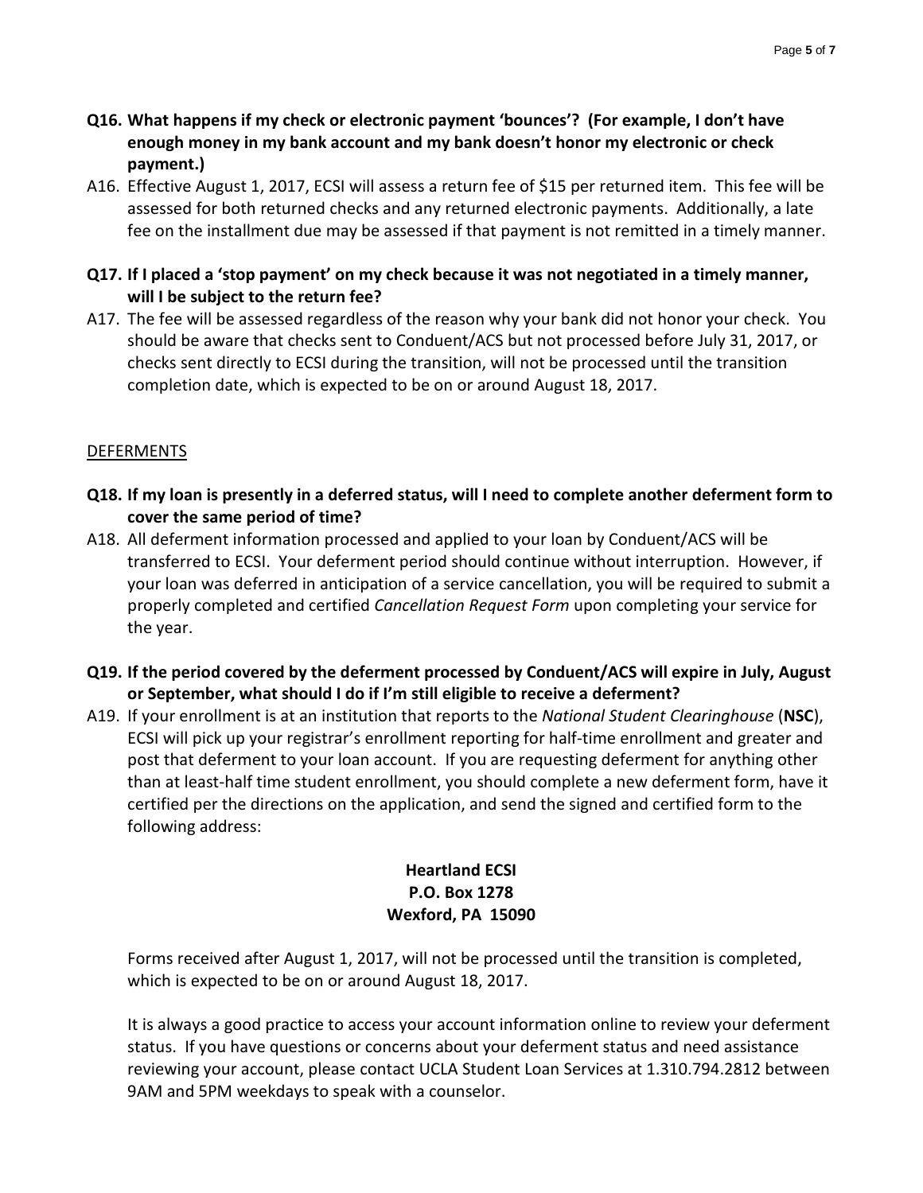**Q16. What happens if my check or electronic payment 'bounces'? (For example, I don't have enough money in my bank account and my bank doesn't honor my electronic or check payment.)**

A16. Effective August 1, 2017, ECSI will assess a return fee of $15 per returned item. This fee will be assessed for both returned checks and any returned electronic payments. Additionally, a late fee on the installment due may be assessed if that payment is not remitted in a timely manner.

**Q17. If I placed a 'stop payment' on my check because it was not negotiated in a timely manner, will I be subject to the return fee?**

A17. The fee will be assessed regardless of the reason why your bank did not honor your check. You should be aware that checks sent to Conduent/ACS but not processed before July 31, 2017, or checks sent directly to ECSI during the transition, will not be processed until the transition completion date, which is expected to be on or around August 18, 2017.

## DEFERMENTS

**Q18. If my loan is presently in a deferred status, will I need to complete another deferment form to cover the same period of time?**

A18. All deferment information processed and applied to your loan by Conduent/ACS will be transferred to ECSI. Your deferment period should continue without interruption. However, if your loan was deferred in anticipation of a service cancellation, you will be required to submit a properly completed and certified *Cancellation Request Form* upon completing your service for the year.

**Q19. If the period covered by the deferment processed by Conduent/ACS will expire in July, August or September, what should I do if I'm still eligible to receive a deferment?**

A19. If your enrollment is at an institution that reports to the *National Student Clearinghouse* (**NSC**), ECSI will pick up your registrar's enrollment reporting for half-time enrollment and greater and post that deferment to your loan account. If you are requesting deferment for anything other than at least-half time student enrollment, you should complete a new deferment form, have it certified per the directions on the application, and send the signed and certified form to the following address:

**Heartland ECSI**
**P.O. Box 1278**
**Wexford, PA 15090**

Forms received after August 1, 2017, will not be processed until the transition is completed, which is expected to be on or around August 18, 2017.

It is always a good practice to access your account information online to review your deferment status. If you have questions or concerns about your deferment status and need assistance reviewing your account, please contact UCLA Student Loan Services at 1.310.794.2812 between 9AM and 5PM weekdays to speak with a counselor.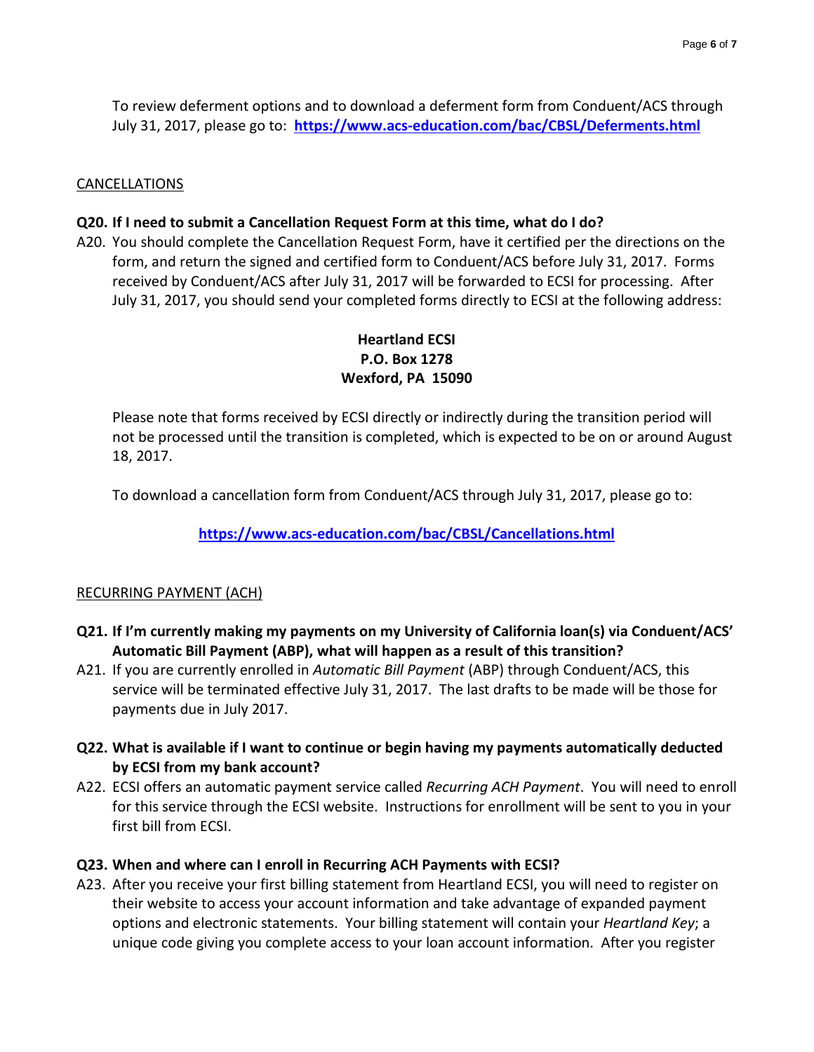To review deferment options and to download a deferment form from Conduent/ACS through July 31, 2017, please go to: **https://www.acs-education.com/bac/CBSL/Deferments.html**

CANCELLATIONS

**Q20. If I need to submit a Cancellation Request Form at this time, what do I do?**

A20. You should complete the Cancellation Request Form, have it certified per the directions on the form, and return the signed and certified form to Conduent/ACS before July 31, 2017. Forms received by Conduent/ACS after July 31, 2017 will be forwarded to ECSI for processing. After July 31, 2017, you should send your completed forms directly to ECSI at the following address:

**Heartland ECSI**
**P.O. Box 1278**
**Wexford, PA 15090**

Please note that forms received by ECSI directly or indirectly during the transition period will not be processed until the transition is completed, which is expected to be on or around August 18, 2017.

To download a cancellation form from Conduent/ACS through July 31, 2017, please go to:

**https://www.acs-education.com/bac/CBSL/Cancellations.html**

RECURRING PAYMENT (ACH)

**Q21. If I'm currently making my payments on my University of California loan(s) via Conduent/ACS' Automatic Bill Payment (ABP), what will happen as a result of this transition?**

A21. If you are currently enrolled in *Automatic Bill Payment* (ABP) through Conduent/ACS, this service will be terminated effective July 31, 2017. The last drafts to be made will be those for payments due in July 2017.

**Q22. What is available if I want to continue or begin having my payments automatically deducted by ECSI from my bank account?**

A22. ECSI offers an automatic payment service called *Recurring ACH Payment*. You will need to enroll for this service through the ECSI website. Instructions for enrollment will be sent to you in your first bill from ECSI.

**Q23. When and where can I enroll in Recurring ACH Payments with ECSI?**

A23. After you receive your first billing statement from Heartland ECSI, you will need to register on their website to access your account information and take advantage of expanded payment options and electronic statements. Your billing statement will contain your *Heartland Key*; a unique code giving you complete access to your loan account information. After you register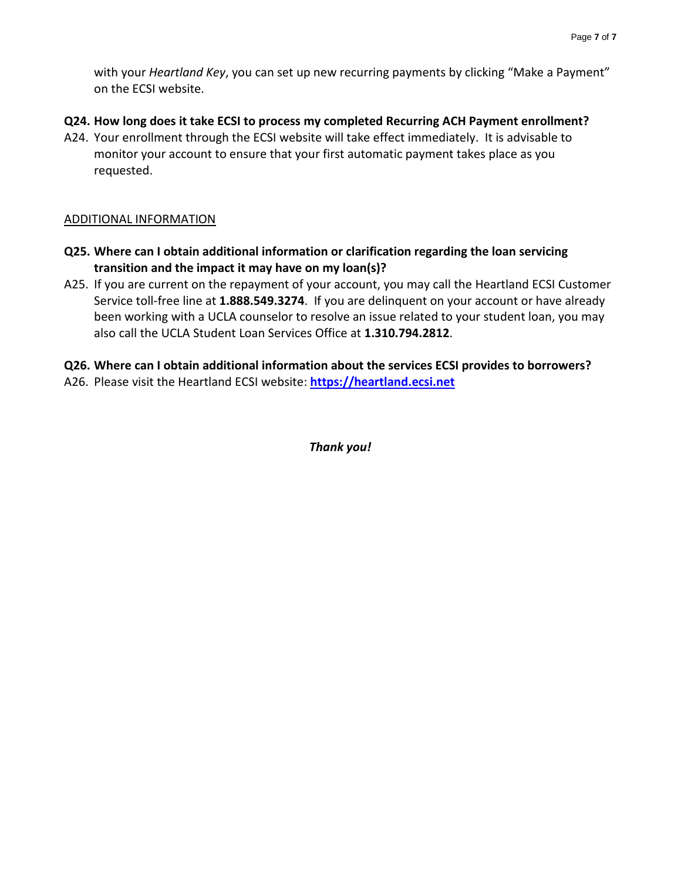with your *Heartland Key*, you can set up new recurring payments by clicking "Make a Payment" on the ECSI website.

**Q24. How long does it take ECSI to process my completed Recurring ACH Payment enrollment?**

A24. Your enrollment through the ECSI website will take effect immediately. It is advisable to monitor your account to ensure that your first automatic payment takes place as you requested.

## ADDITIONAL INFORMATION

**Q25. Where can I obtain additional information or clarification regarding the loan servicing transition and the impact it may have on my loan(s)?**

A25. If you are current on the repayment of your account, you may call the Heartland ECSI Customer Service toll-free line at **1.888.549.3274**. If you are delinquent on your account or have already been working with a UCLA counselor to resolve an issue related to your student loan, you may also call the UCLA Student Loan Services Office at **1.310.794.2812**.

**Q26. Where can I obtain additional information about the services ECSI provides to borrowers?**

A26. Please visit the Heartland ECSI website: **https://heartland.ecsi.net**

***Thank you!***